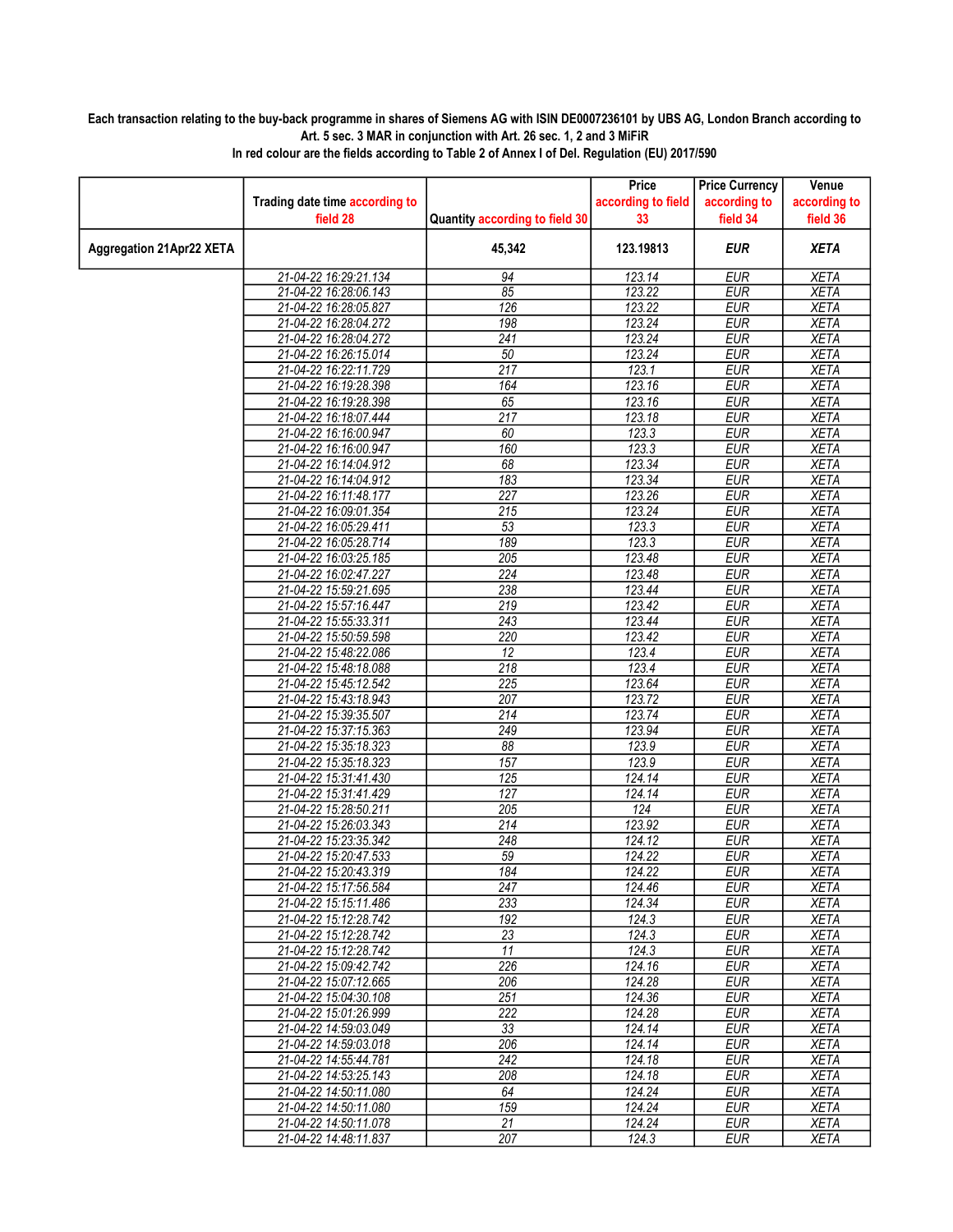**Each transaction relating to the buy-back programme in shares of Siemens AG with ISIN DE0007236101 by UBS AG, London Branch according to Art. 5 sec. 3 MAR in conjunction with Art. 26 sec. 1, 2 and 3 MiFiR**
**In red colour are the fields according to Table 2 of Annex I of Del. Regulation (EU) 2017/590**

| | Trading date time according to field 28 | Quantity according to field 30 | Price according to field 33 | Price Currency according to field 34 | Venue according to field 36 |
|---|---|---|---|---|---|
| **Aggregation 21Apr22 XETA** | | **45,342** | **123.19813** | ***EUR*** | ***XETA*** |
| | 21-04-22 16:29:21.134 | 94 | 123.14 | EUR | XETA |
| | 21-04-22 16:28:06.143 | 85 | 123.22 | EUR | XETA |
| | 21-04-22 16:28:05.827 | 126 | 123.22 | EUR | XETA |
| | 21-04-22 16:28:04.272 | 198 | 123.24 | EUR | XETA |
| | 21-04-22 16:28:04.272 | 241 | 123.24 | EUR | XETA |
| | 21-04-22 16:26:15.014 | 50 | 123.24 | EUR | XETA |
| | 21-04-22 16:22:11.729 | 217 | 123.1 | EUR | XETA |
| | 21-04-22 16:19:28.398 | 164 | 123.16 | EUR | XETA |
| | 21-04-22 16:19:28.398 | 65 | 123.16 | EUR | XETA |
| | 21-04-22 16:18:07.444 | 217 | 123.18 | EUR | XETA |
| | 21-04-22 16:16:00.947 | 60 | 123.3 | EUR | XETA |
| | 21-04-22 16:16:00.947 | 160 | 123.3 | EUR | XETA |
| | 21-04-22 16:14:04.912 | 68 | 123.34 | EUR | XETA |
| | 21-04-22 16:14:04.912 | 183 | 123.34 | EUR | XETA |
| | 21-04-22 16:11:48.177 | 227 | 123.26 | EUR | XETA |
| | 21-04-22 16:09:01.354 | 215 | 123.24 | EUR | XETA |
| | 21-04-22 16:05:29.411 | 53 | 123.3 | EUR | XETA |
| | 21-04-22 16:05:28.714 | 189 | 123.3 | EUR | XETA |
| | 21-04-22 16:03:25.185 | 205 | 123.48 | EUR | XETA |
| | 21-04-22 16:02:47.227 | 224 | 123.48 | EUR | XETA |
| | 21-04-22 15:59:21.695 | 238 | 123.44 | EUR | XETA |
| | 21-04-22 15:57:16.447 | 219 | 123.42 | EUR | XETA |
| | 21-04-22 15:55:33.311 | 243 | 123.44 | EUR | XETA |
| | 21-04-22 15:50:59.598 | 220 | 123.42 | EUR | XETA |
| | 21-04-22 15:48:22.086 | 12 | 123.4 | EUR | XETA |
| | 21-04-22 15:48:18.088 | 218 | 123.4 | EUR | XETA |
| | 21-04-22 15:45:12.542 | 225 | 123.64 | EUR | XETA |
| | 21-04-22 15:43:18.943 | 207 | 123.72 | EUR | XETA |
| | 21-04-22 15:39:35.507 | 214 | 123.74 | EUR | XETA |
| | 21-04-22 15:37:15.363 | 249 | 123.94 | EUR | XETA |
| | 21-04-22 15:35:18.323 | 88 | 123.9 | EUR | XETA |
| | 21-04-22 15:35:18.323 | 157 | 123.9 | EUR | XETA |
| | 21-04-22 15:31:41.430 | 125 | 124.14 | EUR | XETA |
| | 21-04-22 15:31:41.429 | 127 | 124.14 | EUR | XETA |
| | 21-04-22 15:28:50.211 | 205 | 124 | EUR | XETA |
| | 21-04-22 15:26:03.343 | 214 | 123.92 | EUR | XETA |
| | 21-04-22 15:23:35.342 | 248 | 124.12 | EUR | XETA |
| | 21-04-22 15:20:47.533 | 59 | 124.22 | EUR | XETA |
| | 21-04-22 15:20:43.319 | 184 | 124.22 | EUR | XETA |
| | 21-04-22 15:17:56.584 | 247 | 124.46 | EUR | XETA |
| | 21-04-22 15:15:11.486 | 233 | 124.34 | EUR | XETA |
| | 21-04-22 15:12:28.742 | 192 | 124.3 | EUR | XETA |
| | 21-04-22 15:12:28.742 | 23 | 124.3 | EUR | XETA |
| | 21-04-22 15:12:28.742 | 11 | 124.3 | EUR | XETA |
| | 21-04-22 15:09:42.742 | 226 | 124.16 | EUR | XETA |
| | 21-04-22 15:07:12.665 | 206 | 124.28 | EUR | XETA |
| | 21-04-22 15:04:30.108 | 251 | 124.36 | EUR | XETA |
| | 21-04-22 15:01:26.999 | 222 | 124.28 | EUR | XETA |
| | 21-04-22 14:59:03.049 | 33 | 124.14 | EUR | XETA |
| | 21-04-22 14:59:03.018 | 206 | 124.14 | EUR | XETA |
| | 21-04-22 14:55:44.781 | 242 | 124.18 | EUR | XETA |
| | 21-04-22 14:53:25.143 | 208 | 124.18 | EUR | XETA |
| | 21-04-22 14:50:11.080 | 64 | 124.24 | EUR | XETA |
| | 21-04-22 14:50:11.080 | 159 | 124.24 | EUR | XETA |
| | 21-04-22 14:50:11.078 | 21 | 124.24 | EUR | XETA |
| | 21-04-22 14:48:11.837 | 207 | 124.3 | EUR | XETA |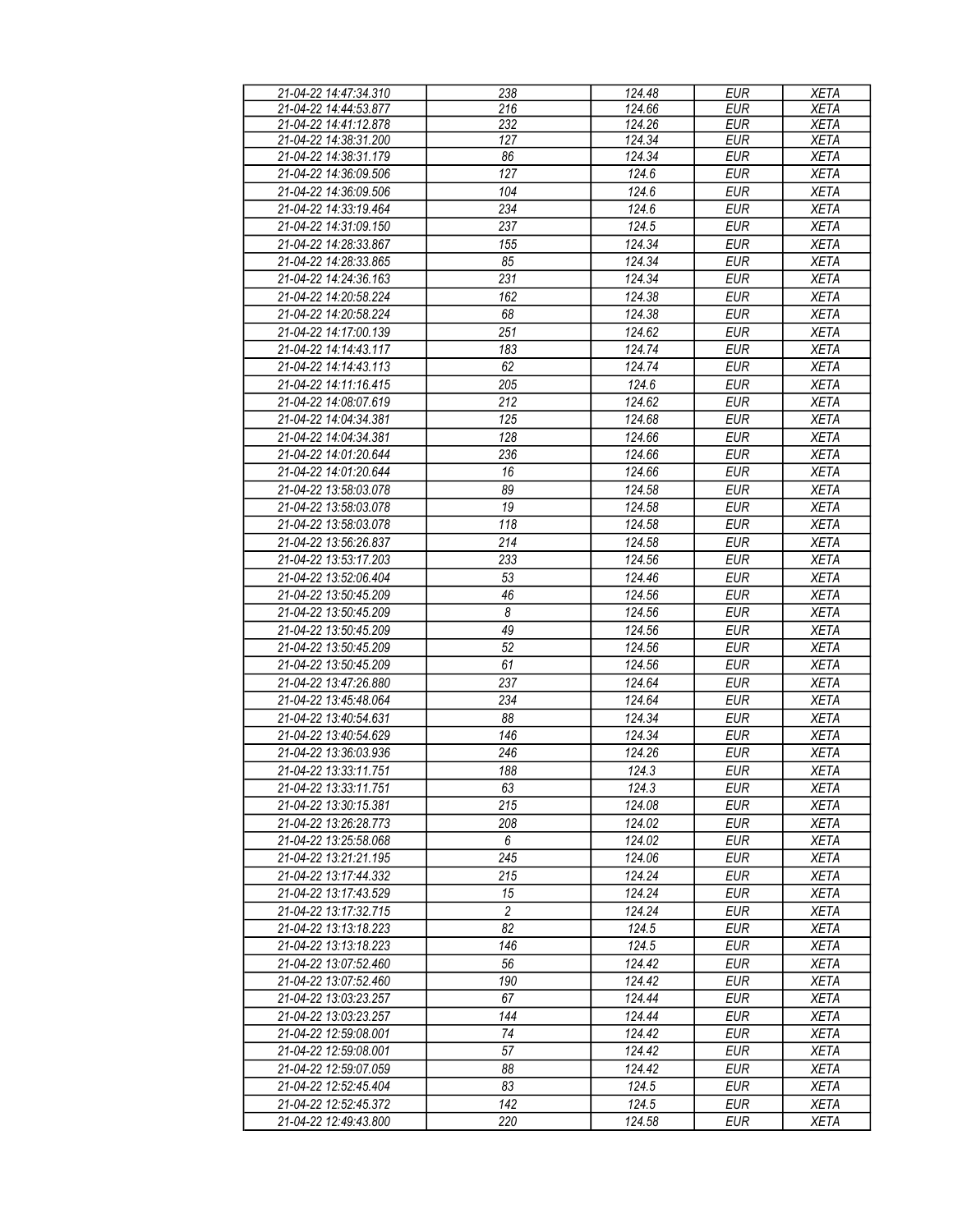| 21-04-22 14:47:34.310 | 238 | 124.48 | EUR | XETA |
|---|---|---|---|---|
| 21-04-22 14:44:53.877 | 216 | 124.66 | EUR | XETA |
| 21-04-22 14:41:12.878 | 232 | 124.26 | EUR | XETA |
| 21-04-22 14:38:31.200 | 127 | 124.34 | EUR | XETA |
| 21-04-22 14:38:31.179 | 86 | 124.34 | EUR | XETA |
| 21-04-22 14:36:09.506 | 127 | 124.6 | EUR | XETA |
| 21-04-22 14:36:09.506 | 104 | 124.6 | EUR | XETA |
| 21-04-22 14:33:19.464 | 234 | 124.6 | EUR | XETA |
| 21-04-22 14:31:09.150 | 237 | 124.5 | EUR | XETA |
| 21-04-22 14:28:33.867 | 155 | 124.34 | EUR | XETA |
| 21-04-22 14:28:33.865 | 85 | 124.34 | EUR | XETA |
| 21-04-22 14:24:36.163 | 231 | 124.34 | EUR | XETA |
| 21-04-22 14:20:58.224 | 162 | 124.38 | EUR | XETA |
| 21-04-22 14:20:58.224 | 68 | 124.38 | EUR | XETA |
| 21-04-22 14:17:00.139 | 251 | 124.62 | EUR | XETA |
| 21-04-22 14:14:43.117 | 183 | 124.74 | EUR | XETA |
| 21-04-22 14:14:43.113 | 62 | 124.74 | EUR | XETA |
| 21-04-22 14:11:16.415 | 205 | 124.6 | EUR | XETA |
| 21-04-22 14:08:07.619 | 212 | 124.62 | EUR | XETA |
| 21-04-22 14:04:34.381 | 125 | 124.68 | EUR | XETA |
| 21-04-22 14:04:34.381 | 128 | 124.66 | EUR | XETA |
| 21-04-22 14:01:20.644 | 236 | 124.66 | EUR | XETA |
| 21-04-22 14:01:20.644 | 16 | 124.66 | EUR | XETA |
| 21-04-22 13:58:03.078 | 89 | 124.58 | EUR | XETA |
| 21-04-22 13:58:03.078 | 19 | 124.58 | EUR | XETA |
| 21-04-22 13:58:03.078 | 118 | 124.58 | EUR | XETA |
| 21-04-22 13:56:26.837 | 214 | 124.58 | EUR | XETA |
| 21-04-22 13:53:17.203 | 233 | 124.56 | EUR | XETA |
| 21-04-22 13:52:06.404 | 53 | 124.46 | EUR | XETA |
| 21-04-22 13:50:45.209 | 46 | 124.56 | EUR | XETA |
| 21-04-22 13:50:45.209 | 8 | 124.56 | EUR | XETA |
| 21-04-22 13:50:45.209 | 49 | 124.56 | EUR | XETA |
| 21-04-22 13:50:45.209 | 52 | 124.56 | EUR | XETA |
| 21-04-22 13:50:45.209 | 61 | 124.56 | EUR | XETA |
| 21-04-22 13:47:26.880 | 237 | 124.64 | EUR | XETA |
| 21-04-22 13:45:48.064 | 234 | 124.64 | EUR | XETA |
| 21-04-22 13:40:54.631 | 88 | 124.34 | EUR | XETA |
| 21-04-22 13:40:54.629 | 146 | 124.34 | EUR | XETA |
| 21-04-22 13:36:03.936 | 246 | 124.26 | EUR | XETA |
| 21-04-22 13:33:11.751 | 188 | 124.3 | EUR | XETA |
| 21-04-22 13:33:11.751 | 63 | 124.3 | EUR | XETA |
| 21-04-22 13:30:15.381 | 215 | 124.08 | EUR | XETA |
| 21-04-22 13:26:28.773 | 208 | 124.02 | EUR | XETA |
| 21-04-22 13:25:58.068 | 6 | 124.02 | EUR | XETA |
| 21-04-22 13:21:21.195 | 245 | 124.06 | EUR | XETA |
| 21-04-22 13:17:44.332 | 215 | 124.24 | EUR | XETA |
| 21-04-22 13:17:43.529 | 15 | 124.24 | EUR | XETA |
| 21-04-22 13:17:32.715 | 2 | 124.24 | EUR | XETA |
| 21-04-22 13:13:18.223 | 82 | 124.5 | EUR | XETA |
| 21-04-22 13:13:18.223 | 146 | 124.5 | EUR | XETA |
| 21-04-22 13:07:52.460 | 56 | 124.42 | EUR | XETA |
| 21-04-22 13:07:52.460 | 190 | 124.42 | EUR | XETA |
| 21-04-22 13:03:23.257 | 67 | 124.44 | EUR | XETA |
| 21-04-22 13:03:23.257 | 144 | 124.44 | EUR | XETA |
| 21-04-22 12:59:08.001 | 74 | 124.42 | EUR | XETA |
| 21-04-22 12:59:08.001 | 57 | 124.42 | EUR | XETA |
| 21-04-22 12:59:07.059 | 88 | 124.42 | EUR | XETA |
| 21-04-22 12:52:45.404 | 83 | 124.5 | EUR | XETA |
| 21-04-22 12:52:45.372 | 142 | 124.5 | EUR | XETA |
| 21-04-22 12:49:43.800 | 220 | 124.58 | EUR | XETA |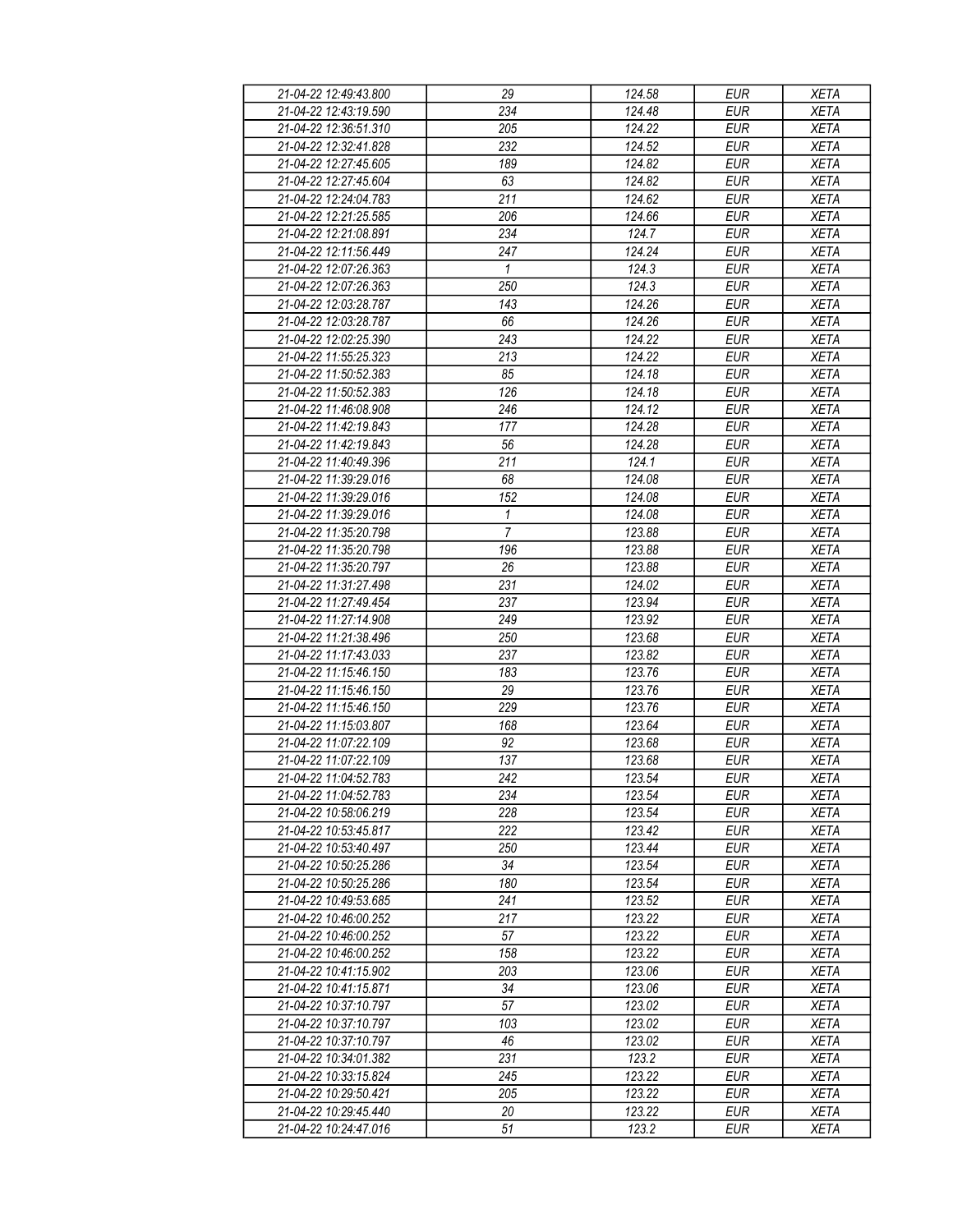| 21-04-22 12:49:43.800 | 29 | 124.58 | EUR | XETA |
|---|---|---|---|---|
| 21-04-22 12:43:19.590 | 234 | 124.48 | EUR | XETA |
| 21-04-22 12:36:51.310 | 205 | 124.22 | EUR | XETA |
| 21-04-22 12:32:41.828 | 232 | 124.52 | EUR | XETA |
| 21-04-22 12:27:45.605 | 189 | 124.82 | EUR | XETA |
| 21-04-22 12:27:45.604 | 63 | 124.82 | EUR | XETA |
| 21-04-22 12:24:04.783 | 211 | 124.62 | EUR | XETA |
| 21-04-22 12:21:25.585 | 206 | 124.66 | EUR | XETA |
| 21-04-22 12:21:08.891 | 234 | 124.7 | EUR | XETA |
| 21-04-22 12:11:56.449 | 247 | 124.24 | EUR | XETA |
| 21-04-22 12:07:26.363 | 1 | 124.3 | EUR | XETA |
| 21-04-22 12:07:26.363 | 250 | 124.3 | EUR | XETA |
| 21-04-22 12:03:28.787 | 143 | 124.26 | EUR | XETA |
| 21-04-22 12:03:28.787 | 66 | 124.26 | EUR | XETA |
| 21-04-22 12:02:25.390 | 243 | 124.22 | EUR | XETA |
| 21-04-22 11:55:25.323 | 213 | 124.22 | EUR | XETA |
| 21-04-22 11:50:52.383 | 85 | 124.18 | EUR | XETA |
| 21-04-22 11:50:52.383 | 126 | 124.18 | EUR | XETA |
| 21-04-22 11:46:08.908 | 246 | 124.12 | EUR | XETA |
| 21-04-22 11:42:19.843 | 177 | 124.28 | EUR | XETA |
| 21-04-22 11:42:19.843 | 56 | 124.28 | EUR | XETA |
| 21-04-22 11:40:49.396 | 211 | 124.1 | EUR | XETA |
| 21-04-22 11:39:29.016 | 68 | 124.08 | EUR | XETA |
| 21-04-22 11:39:29.016 | 152 | 124.08 | EUR | XETA |
| 21-04-22 11:39:29.016 | 1 | 124.08 | EUR | XETA |
| 21-04-22 11:35:20.798 | 7 | 123.88 | EUR | XETA |
| 21-04-22 11:35:20.798 | 196 | 123.88 | EUR | XETA |
| 21-04-22 11:35:20.797 | 26 | 123.88 | EUR | XETA |
| 21-04-22 11:31:27.498 | 231 | 124.02 | EUR | XETA |
| 21-04-22 11:27:49.454 | 237 | 123.94 | EUR | XETA |
| 21-04-22 11:27:14.908 | 249 | 123.92 | EUR | XETA |
| 21-04-22 11:21:38.496 | 250 | 123.68 | EUR | XETA |
| 21-04-22 11:17:43.033 | 237 | 123.82 | EUR | XETA |
| 21-04-22 11:15:46.150 | 183 | 123.76 | EUR | XETA |
| 21-04-22 11:15:46.150 | 29 | 123.76 | EUR | XETA |
| 21-04-22 11:15:46.150 | 229 | 123.76 | EUR | XETA |
| 21-04-22 11:15:03.807 | 168 | 123.64 | EUR | XETA |
| 21-04-22 11:07:22.109 | 92 | 123.68 | EUR | XETA |
| 21-04-22 11:07:22.109 | 137 | 123.68 | EUR | XETA |
| 21-04-22 11:04:52.783 | 242 | 123.54 | EUR | XETA |
| 21-04-22 11:04:52.783 | 234 | 123.54 | EUR | XETA |
| 21-04-22 10:58:06.219 | 228 | 123.54 | EUR | XETA |
| 21-04-22 10:53:45.817 | 222 | 123.42 | EUR | XETA |
| 21-04-22 10:53:40.497 | 250 | 123.44 | EUR | XETA |
| 21-04-22 10:50:25.286 | 34 | 123.54 | EUR | XETA |
| 21-04-22 10:50:25.286 | 180 | 123.54 | EUR | XETA |
| 21-04-22 10:49:53.685 | 241 | 123.52 | EUR | XETA |
| 21-04-22 10:46:00.252 | 217 | 123.22 | EUR | XETA |
| 21-04-22 10:46:00.252 | 57 | 123.22 | EUR | XETA |
| 21-04-22 10:46:00.252 | 158 | 123.22 | EUR | XETA |
| 21-04-22 10:41:15.902 | 203 | 123.06 | EUR | XETA |
| 21-04-22 10:41:15.871 | 34 | 123.06 | EUR | XETA |
| 21-04-22 10:37:10.797 | 57 | 123.02 | EUR | XETA |
| 21-04-22 10:37:10.797 | 103 | 123.02 | EUR | XETA |
| 21-04-22 10:37:10.797 | 46 | 123.02 | EUR | XETA |
| 21-04-22 10:34:01.382 | 231 | 123.2 | EUR | XETA |
| 21-04-22 10:33:15.824 | 245 | 123.22 | EUR | XETA |
| 21-04-22 10:29:50.421 | 205 | 123.22 | EUR | XETA |
| 21-04-22 10:29:45.440 | 20 | 123.22 | EUR | XETA |
| 21-04-22 10:24:47.016 | 51 | 123.2 | EUR | XETA |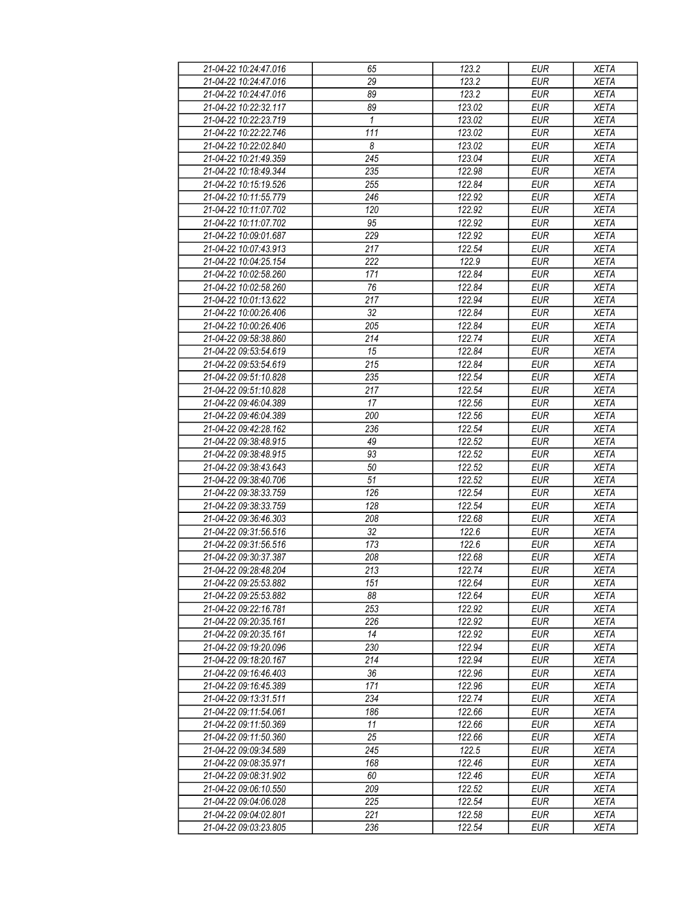| 21-04-22 10:24:47.016 | 65 | 123.2 | EUR | XETA |
|---|---|---|---|---|
| 21-04-22 10:24:47.016 | 29 | 123.2 | EUR | XETA |
| 21-04-22 10:24:47.016 | 89 | 123.2 | EUR | XETA |
| 21-04-22 10:22:32.117 | 89 | 123.02 | EUR | XETA |
| 21-04-22 10:22:23.719 | 1 | 123.02 | EUR | XETA |
| 21-04-22 10:22:22.746 | 111 | 123.02 | EUR | XETA |
| 21-04-22 10:22:02.840 | 8 | 123.02 | EUR | XETA |
| 21-04-22 10:21:49.359 | 245 | 123.04 | EUR | XETA |
| 21-04-22 10:18:49.344 | 235 | 122.98 | EUR | XETA |
| 21-04-22 10:15:19.526 | 255 | 122.84 | EUR | XETA |
| 21-04-22 10:11:55.779 | 246 | 122.92 | EUR | XETA |
| 21-04-22 10:11:07.702 | 120 | 122.92 | EUR | XETA |
| 21-04-22 10:11:07.702 | 95 | 122.92 | EUR | XETA |
| 21-04-22 10:09:01.687 | 229 | 122.92 | EUR | XETA |
| 21-04-22 10:07:43.913 | 217 | 122.54 | EUR | XETA |
| 21-04-22 10:04:25.154 | 222 | 122.9 | EUR | XETA |
| 21-04-22 10:02:58.260 | 171 | 122.84 | EUR | XETA |
| 21-04-22 10:02:58.260 | 76 | 122.84 | EUR | XETA |
| 21-04-22 10:01:13.622 | 217 | 122.94 | EUR | XETA |
| 21-04-22 10:00:26.406 | 32 | 122.84 | EUR | XETA |
| 21-04-22 10:00:26.406 | 205 | 122.84 | EUR | XETA |
| 21-04-22 09:58:38.860 | 214 | 122.74 | EUR | XETA |
| 21-04-22 09:53:54.619 | 15 | 122.84 | EUR | XETA |
| 21-04-22 09:53:54.619 | 215 | 122.84 | EUR | XETA |
| 21-04-22 09:51:10.828 | 235 | 122.54 | EUR | XETA |
| 21-04-22 09:51:10.828 | 217 | 122.54 | EUR | XETA |
| 21-04-22 09:46:04.389 | 17 | 122.56 | EUR | XETA |
| 21-04-22 09:46:04.389 | 200 | 122.56 | EUR | XETA |
| 21-04-22 09:42:28.162 | 236 | 122.54 | EUR | XETA |
| 21-04-22 09:38:48.915 | 49 | 122.52 | EUR | XETA |
| 21-04-22 09:38:48.915 | 93 | 122.52 | EUR | XETA |
| 21-04-22 09:38:43.643 | 50 | 122.52 | EUR | XETA |
| 21-04-22 09:38:40.706 | 51 | 122.52 | EUR | XETA |
| 21-04-22 09:38:33.759 | 126 | 122.54 | EUR | XETA |
| 21-04-22 09:38:33.759 | 128 | 122.54 | EUR | XETA |
| 21-04-22 09:36:46.303 | 208 | 122.68 | EUR | XETA |
| 21-04-22 09:31:56.516 | 32 | 122.6 | EUR | XETA |
| 21-04-22 09:31:56.516 | 173 | 122.6 | EUR | XETA |
| 21-04-22 09:30:37.387 | 208 | 122.68 | EUR | XETA |
| 21-04-22 09:28:48.204 | 213 | 122.74 | EUR | XETA |
| 21-04-22 09:25:53.882 | 151 | 122.64 | EUR | XETA |
| 21-04-22 09:25:53.882 | 88 | 122.64 | EUR | XETA |
| 21-04-22 09:22:16.781 | 253 | 122.92 | EUR | XETA |
| 21-04-22 09:20:35.161 | 226 | 122.92 | EUR | XETA |
| 21-04-22 09:20:35.161 | 14 | 122.92 | EUR | XETA |
| 21-04-22 09:19:20.096 | 230 | 122.94 | EUR | XETA |
| 21-04-22 09:18:20.167 | 214 | 122.94 | EUR | XETA |
| 21-04-22 09:16:46.403 | 36 | 122.96 | EUR | XETA |
| 21-04-22 09:16:45.389 | 171 | 122.96 | EUR | XETA |
| 21-04-22 09:13:31.511 | 234 | 122.74 | EUR | XETA |
| 21-04-22 09:11:54.061 | 186 | 122.66 | EUR | XETA |
| 21-04-22 09:11:50.369 | 11 | 122.66 | EUR | XETA |
| 21-04-22 09:11:50.360 | 25 | 122.66 | EUR | XETA |
| 21-04-22 09:09:34.589 | 245 | 122.5 | EUR | XETA |
| 21-04-22 09:08:35.971 | 168 | 122.46 | EUR | XETA |
| 21-04-22 09:08:31.902 | 60 | 122.46 | EUR | XETA |
| 21-04-22 09:06:10.550 | 209 | 122.52 | EUR | XETA |
| 21-04-22 09:04:06.028 | 225 | 122.54 | EUR | XETA |
| 21-04-22 09:04:02.801 | 221 | 122.58 | EUR | XETA |
| 21-04-22 09:03:23.805 | 236 | 122.54 | EUR | XETA |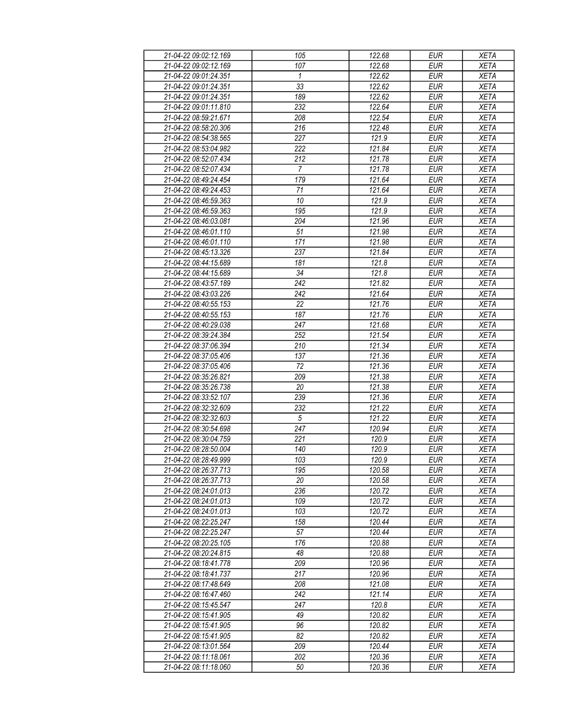| 21-04-22 09:02:12.169 | 105 | 122.68 | EUR | XETA |
|---|---|---|---|---|
| 21-04-22 09:02:12.169 | 107 | 122.68 | EUR | XETA |
| 21-04-22 09:01:24.351 | 1 | 122.62 | EUR | XETA |
| 21-04-22 09:01:24.351 | 33 | 122.62 | EUR | XETA |
| 21-04-22 09:01:24.351 | 189 | 122.62 | EUR | XETA |
| 21-04-22 09:01:11.810 | 232 | 122.64 | EUR | XETA |
| 21-04-22 08:59:21.671 | 208 | 122.54 | EUR | XETA |
| 21-04-22 08:58:20.306 | 216 | 122.48 | EUR | XETA |
| 21-04-22 08:54:38.565 | 227 | 121.9 | EUR | XETA |
| 21-04-22 08:53:04.982 | 222 | 121.84 | EUR | XETA |
| 21-04-22 08:52:07.434 | 212 | 121.78 | EUR | XETA |
| 21-04-22 08:52:07.434 | 7 | 121.78 | EUR | XETA |
| 21-04-22 08:49:24.454 | 179 | 121.64 | EUR | XETA |
| 21-04-22 08:49:24.453 | 71 | 121.64 | EUR | XETA |
| 21-04-22 08:46:59.363 | 10 | 121.9 | EUR | XETA |
| 21-04-22 08:46:59.363 | 195 | 121.9 | EUR | XETA |
| 21-04-22 08:46:03.081 | 204 | 121.96 | EUR | XETA |
| 21-04-22 08:46:01.110 | 51 | 121.98 | EUR | XETA |
| 21-04-22 08:46:01.110 | 171 | 121.98 | EUR | XETA |
| 21-04-22 08:45:13.326 | 237 | 121.84 | EUR | XETA |
| 21-04-22 08:44:15.689 | 181 | 121.8 | EUR | XETA |
| 21-04-22 08:44:15.689 | 34 | 121.8 | EUR | XETA |
| 21-04-22 08:43:57.189 | 242 | 121.82 | EUR | XETA |
| 21-04-22 08:43:03.226 | 242 | 121.64 | EUR | XETA |
| 21-04-22 08:40:55.153 | 22 | 121.76 | EUR | XETA |
| 21-04-22 08:40:55.153 | 187 | 121.76 | EUR | XETA |
| 21-04-22 08:40:29.038 | 247 | 121.68 | EUR | XETA |
| 21-04-22 08:39:24.384 | 252 | 121.54 | EUR | XETA |
| 21-04-22 08:37:06.394 | 210 | 121.34 | EUR | XETA |
| 21-04-22 08:37:05.406 | 137 | 121.36 | EUR | XETA |
| 21-04-22 08:37:05.406 | 72 | 121.36 | EUR | XETA |
| 21-04-22 08:35:26.821 | 209 | 121.38 | EUR | XETA |
| 21-04-22 08:35:26.738 | 20 | 121.38 | EUR | XETA |
| 21-04-22 08:33:52.107 | 239 | 121.36 | EUR | XETA |
| 21-04-22 08:32:32.609 | 232 | 121.22 | EUR | XETA |
| 21-04-22 08:32:32.603 | 5 | 121.22 | EUR | XETA |
| 21-04-22 08:30:54.698 | 247 | 120.94 | EUR | XETA |
| 21-04-22 08:30:04.759 | 221 | 120.9 | EUR | XETA |
| 21-04-22 08:28:50.004 | 140 | 120.9 | EUR | XETA |
| 21-04-22 08:28:49.999 | 103 | 120.9 | EUR | XETA |
| 21-04-22 08:26:37.713 | 195 | 120.58 | EUR | XETA |
| 21-04-22 08:26:37.713 | 20 | 120.58 | EUR | XETA |
| 21-04-22 08:24:01.013 | 236 | 120.72 | EUR | XETA |
| 21-04-22 08:24:01.013 | 109 | 120.72 | EUR | XETA |
| 21-04-22 08:24:01.013 | 103 | 120.72 | EUR | XETA |
| 21-04-22 08:22:25.247 | 158 | 120.44 | EUR | XETA |
| 21-04-22 08:22:25.247 | 57 | 120.44 | EUR | XETA |
| 21-04-22 08:20:25.105 | 176 | 120.88 | EUR | XETA |
| 21-04-22 08:20:24.815 | 48 | 120.88 | EUR | XETA |
| 21-04-22 08:18:41.778 | 209 | 120.96 | EUR | XETA |
| 21-04-22 08:18:41.737 | 217 | 120.96 | EUR | XETA |
| 21-04-22 08:17:48.649 | 208 | 121.08 | EUR | XETA |
| 21-04-22 08:16:47.460 | 242 | 121.14 | EUR | XETA |
| 21-04-22 08:15:45.547 | 247 | 120.8 | EUR | XETA |
| 21-04-22 08:15:41.905 | 49 | 120.82 | EUR | XETA |
| 21-04-22 08:15:41.905 | 96 | 120.82 | EUR | XETA |
| 21-04-22 08:15:41.905 | 82 | 120.82 | EUR | XETA |
| 21-04-22 08:13:01.564 | 209 | 120.44 | EUR | XETA |
| 21-04-22 08:11:18.061 | 202 | 120.36 | EUR | XETA |
| 21-04-22 08:11:18.060 | 50 | 120.36 | EUR | XETA |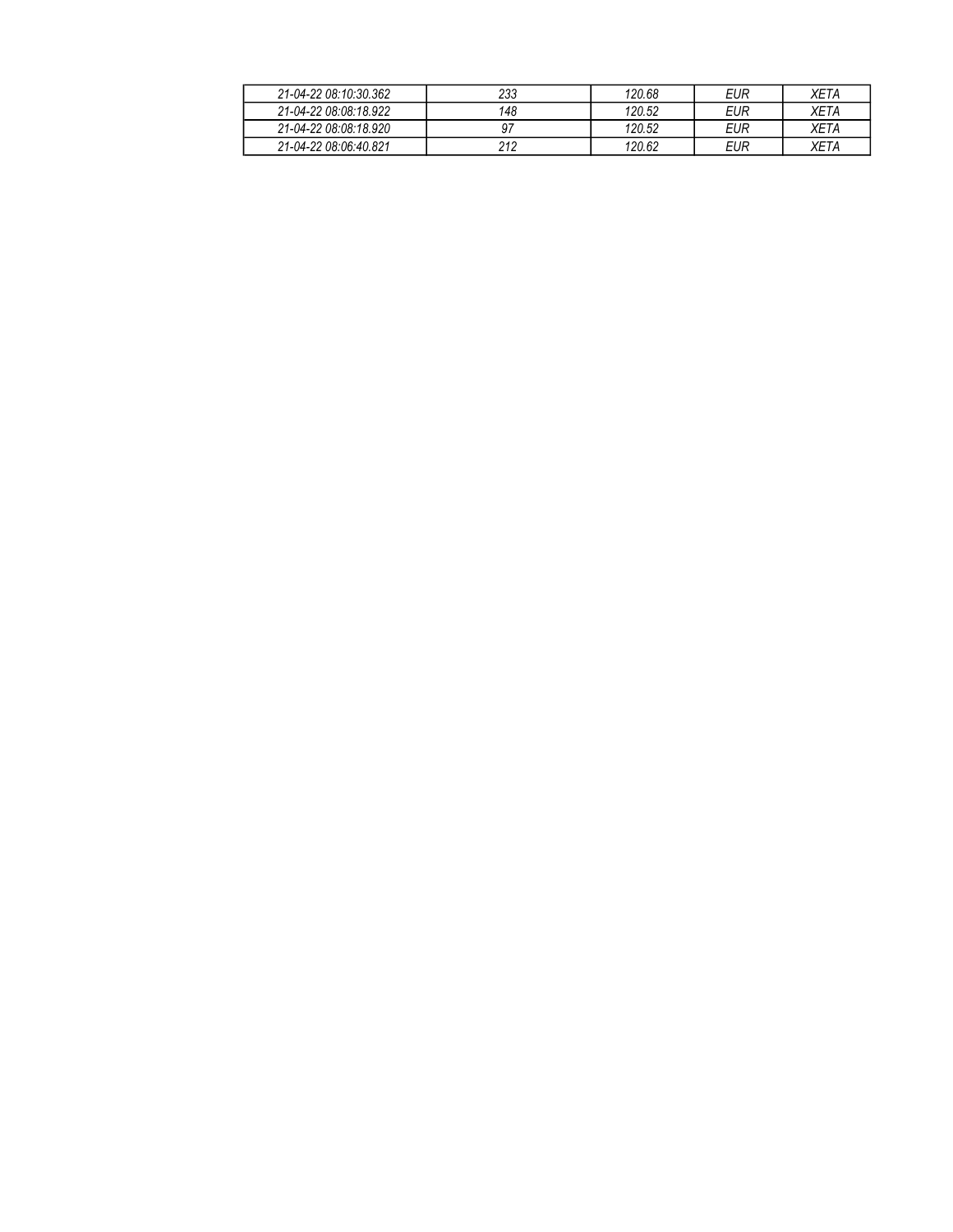| 21-04-22 08:10:30.362 | 233 | 120.68 | EUR | XETA |
|---|---|---|---|---|
| 21-04-22 08:08:18.922 | 148 | 120.52 | EUR | XETA |
| 21-04-22 08:08:18.920 | 97 | 120.52 | EUR | XETA |
| 21-04-22 08:06:40.821 | 212 | 120.62 | EUR | XETA |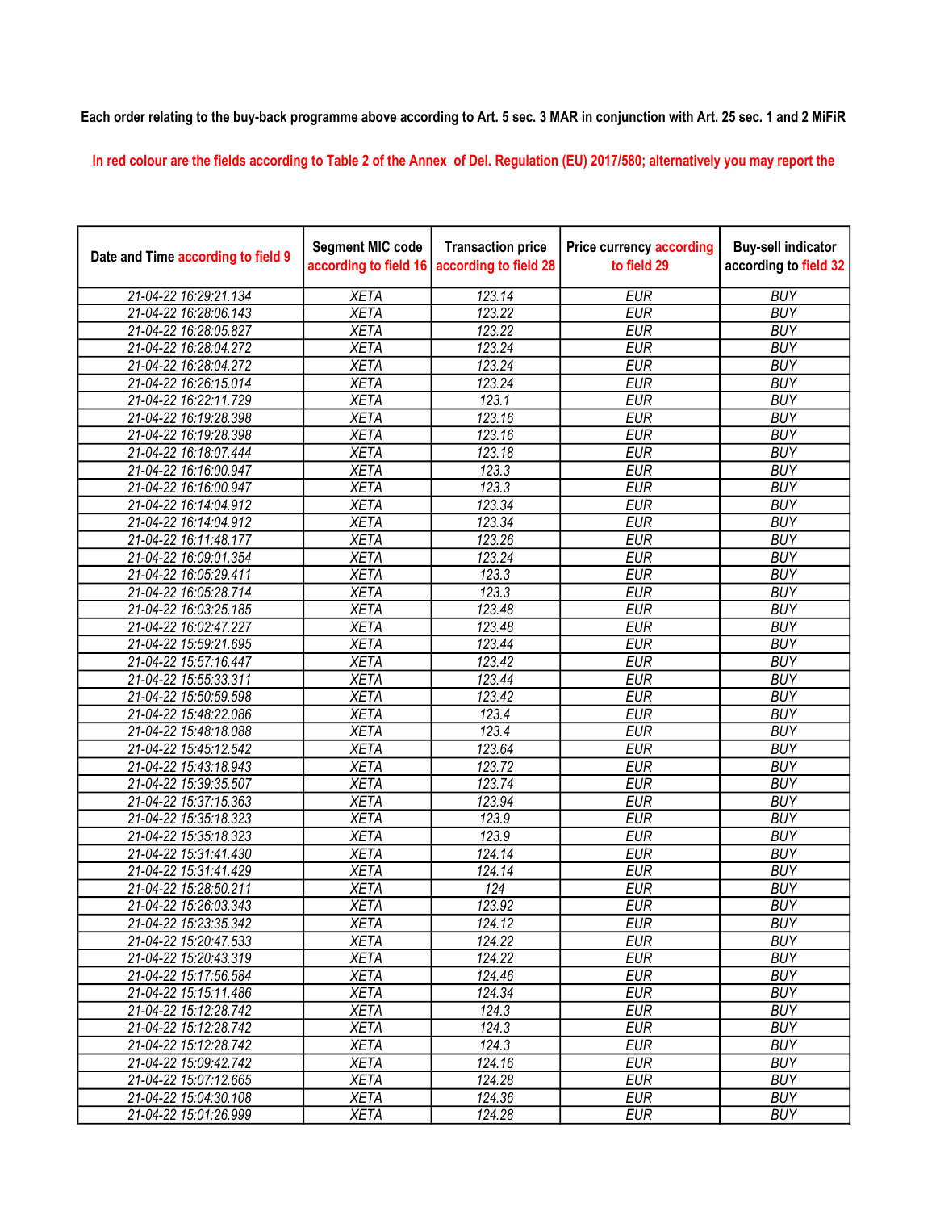Each order relating to the buy-back programme above according to Art. 5 sec. 3 MAR in conjunction with Art. 25 sec. 1 and 2 MiFiR

In red colour are the fields according to Table 2 of the Annex of Del. Regulation (EU) 2017/580; alternatively you may report the

| Date and Time according to field 9 | Segment MIC code according to field 16 | Transaction price according to field 28 | Price currency according to field 29 | Buy-sell indicator according to field 32 |
|---|---|---|---|---|
| 21-04-22 16:29:21.134 | XETA | 123.14 | EUR | BUY |
| 21-04-22 16:28:06.143 | XETA | 123.22 | EUR | BUY |
| 21-04-22 16:28:05.827 | XETA | 123.22 | EUR | BUY |
| 21-04-22 16:28:04.272 | XETA | 123.24 | EUR | BUY |
| 21-04-22 16:28:04.272 | XETA | 123.24 | EUR | BUY |
| 21-04-22 16:26:15.014 | XETA | 123.24 | EUR | BUY |
| 21-04-22 16:22:11.729 | XETA | 123.1 | EUR | BUY |
| 21-04-22 16:19:28.398 | XETA | 123.16 | EUR | BUY |
| 21-04-22 16:19:28.398 | XETA | 123.16 | EUR | BUY |
| 21-04-22 16:18:07.444 | XETA | 123.18 | EUR | BUY |
| 21-04-22 16:16:00.947 | XETA | 123.3 | EUR | BUY |
| 21-04-22 16:16:00.947 | XETA | 123.3 | EUR | BUY |
| 21-04-22 16:14:04.912 | XETA | 123.34 | EUR | BUY |
| 21-04-22 16:14:04.912 | XETA | 123.34 | EUR | BUY |
| 21-04-22 16:11:48.177 | XETA | 123.26 | EUR | BUY |
| 21-04-22 16:09:01.354 | XETA | 123.24 | EUR | BUY |
| 21-04-22 16:05:29.411 | XETA | 123.3 | EUR | BUY |
| 21-04-22 16:05:28.714 | XETA | 123.3 | EUR | BUY |
| 21-04-22 16:03:25.185 | XETA | 123.48 | EUR | BUY |
| 21-04-22 16:02:47.227 | XETA | 123.48 | EUR | BUY |
| 21-04-22 15:59:21.695 | XETA | 123.44 | EUR | BUY |
| 21-04-22 15:57:16.447 | XETA | 123.42 | EUR | BUY |
| 21-04-22 15:55:33.311 | XETA | 123.44 | EUR | BUY |
| 21-04-22 15:50:59.598 | XETA | 123.42 | EUR | BUY |
| 21-04-22 15:48:22.086 | XETA | 123.4 | EUR | BUY |
| 21-04-22 15:48:18.088 | XETA | 123.4 | EUR | BUY |
| 21-04-22 15:45:12.542 | XETA | 123.64 | EUR | BUY |
| 21-04-22 15:43:18.943 | XETA | 123.72 | EUR | BUY |
| 21-04-22 15:39:35.507 | XETA | 123.74 | EUR | BUY |
| 21-04-22 15:37:15.363 | XETA | 123.94 | EUR | BUY |
| 21-04-22 15:35:18.323 | XETA | 123.9 | EUR | BUY |
| 21-04-22 15:35:18.323 | XETA | 123.9 | EUR | BUY |
| 21-04-22 15:31:41.430 | XETA | 124.14 | EUR | BUY |
| 21-04-22 15:31:41.429 | XETA | 124.14 | EUR | BUY |
| 21-04-22 15:28:50.211 | XETA | 124 | EUR | BUY |
| 21-04-22 15:26:03.343 | XETA | 123.92 | EUR | BUY |
| 21-04-22 15:23:35.342 | XETA | 124.12 | EUR | BUY |
| 21-04-22 15:20:47.533 | XETA | 124.22 | EUR | BUY |
| 21-04-22 15:20:43.319 | XETA | 124.22 | EUR | BUY |
| 21-04-22 15:17:56.584 | XETA | 124.46 | EUR | BUY |
| 21-04-22 15:15:11.486 | XETA | 124.34 | EUR | BUY |
| 21-04-22 15:12:28.742 | XETA | 124.3 | EUR | BUY |
| 21-04-22 15:12:28.742 | XETA | 124.3 | EUR | BUY |
| 21-04-22 15:12:28.742 | XETA | 124.3 | EUR | BUY |
| 21-04-22 15:09:42.742 | XETA | 124.16 | EUR | BUY |
| 21-04-22 15:07:12.665 | XETA | 124.28 | EUR | BUY |
| 21-04-22 15:04:30.108 | XETA | 124.36 | EUR | BUY |
| 21-04-22 15:01:26.999 | XETA | 124.28 | EUR | BUY |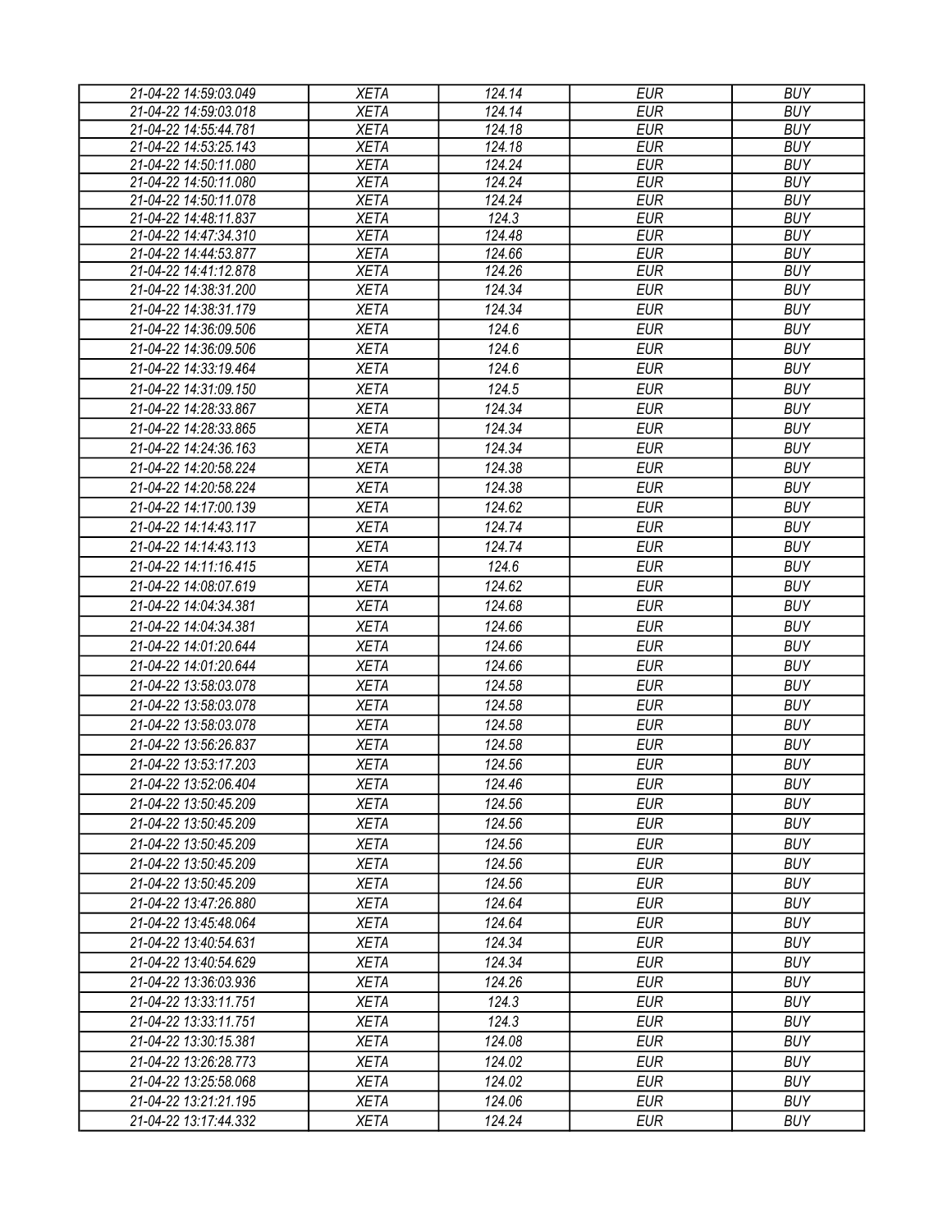| 21-04-22 14:59:03.049 | XETA | 124.14 | EUR | BUY |
|---|---|---|---|---|
| 21-04-22 14:59:03.018 | XETA | 124.14 | EUR | BUY |
| 21-04-22 14:55:44.781 | XETA | 124.18 | EUR | BUY |
| 21-04-22 14:53:25.143 | XETA | 124.18 | EUR | BUY |
| 21-04-22 14:50:11.080 | XETA | 124.24 | EUR | BUY |
| 21-04-22 14:50:11.080 | XETA | 124.24 | EUR | BUY |
| 21-04-22 14:50:11.078 | XETA | 124.24 | EUR | BUY |
| 21-04-22 14:48:11.837 | XETA | 124.3 | EUR | BUY |
| 21-04-22 14:47:34.310 | XETA | 124.48 | EUR | BUY |
| 21-04-22 14:44:53.877 | XETA | 124.66 | EUR | BUY |
| 21-04-22 14:41:12.878 | XETA | 124.26 | EUR | BUY |
| 21-04-22 14:38:31.200 | XETA | 124.34 | EUR | BUY |
| 21-04-22 14:38:31.179 | XETA | 124.34 | EUR | BUY |
| 21-04-22 14:36:09.506 | XETA | 124.6 | EUR | BUY |
| 21-04-22 14:36:09.506 | XETA | 124.6 | EUR | BUY |
| 21-04-22 14:33:19.464 | XETA | 124.6 | EUR | BUY |
| 21-04-22 14:31:09.150 | XETA | 124.5 | EUR | BUY |
| 21-04-22 14:28:33.867 | XETA | 124.34 | EUR | BUY |
| 21-04-22 14:28:33.865 | XETA | 124.34 | EUR | BUY |
| 21-04-22 14:24:36.163 | XETA | 124.34 | EUR | BUY |
| 21-04-22 14:20:58.224 | XETA | 124.38 | EUR | BUY |
| 21-04-22 14:20:58.224 | XETA | 124.38 | EUR | BUY |
| 21-04-22 14:17:00.139 | XETA | 124.62 | EUR | BUY |
| 21-04-22 14:14:43.117 | XETA | 124.74 | EUR | BUY |
| 21-04-22 14:14:43.113 | XETA | 124.74 | EUR | BUY |
| 21-04-22 14:11:16.415 | XETA | 124.6 | EUR | BUY |
| 21-04-22 14:08:07.619 | XETA | 124.62 | EUR | BUY |
| 21-04-22 14:04:34.381 | XETA | 124.68 | EUR | BUY |
| 21-04-22 14:04:34.381 | XETA | 124.66 | EUR | BUY |
| 21-04-22 14:01:20.644 | XETA | 124.66 | EUR | BUY |
| 21-04-22 14:01:20.644 | XETA | 124.66 | EUR | BUY |
| 21-04-22 13:58:03.078 | XETA | 124.58 | EUR | BUY |
| 21-04-22 13:58:03.078 | XETA | 124.58 | EUR | BUY |
| 21-04-22 13:58:03.078 | XETA | 124.58 | EUR | BUY |
| 21-04-22 13:56:26.837 | XETA | 124.58 | EUR | BUY |
| 21-04-22 13:53:17.203 | XETA | 124.56 | EUR | BUY |
| 21-04-22 13:52:06.404 | XETA | 124.46 | EUR | BUY |
| 21-04-22 13:50:45.209 | XETA | 124.56 | EUR | BUY |
| 21-04-22 13:50:45.209 | XETA | 124.56 | EUR | BUY |
| 21-04-22 13:50:45.209 | XETA | 124.56 | EUR | BUY |
| 21-04-22 13:50:45.209 | XETA | 124.56 | EUR | BUY |
| 21-04-22 13:50:45.209 | XETA | 124.56 | EUR | BUY |
| 21-04-22 13:47:26.880 | XETA | 124.64 | EUR | BUY |
| 21-04-22 13:45:48.064 | XETA | 124.64 | EUR | BUY |
| 21-04-22 13:40:54.631 | XETA | 124.34 | EUR | BUY |
| 21-04-22 13:40:54.629 | XETA | 124.34 | EUR | BUY |
| 21-04-22 13:36:03.936 | XETA | 124.26 | EUR | BUY |
| 21-04-22 13:33:11.751 | XETA | 124.3 | EUR | BUY |
| 21-04-22 13:33:11.751 | XETA | 124.3 | EUR | BUY |
| 21-04-22 13:30:15.381 | XETA | 124.08 | EUR | BUY |
| 21-04-22 13:26:28.773 | XETA | 124.02 | EUR | BUY |
| 21-04-22 13:25:58.068 | XETA | 124.02 | EUR | BUY |
| 21-04-22 13:21:21.195 | XETA | 124.06 | EUR | BUY |
| 21-04-22 13:17:44.332 | XETA | 124.24 | EUR | BUY |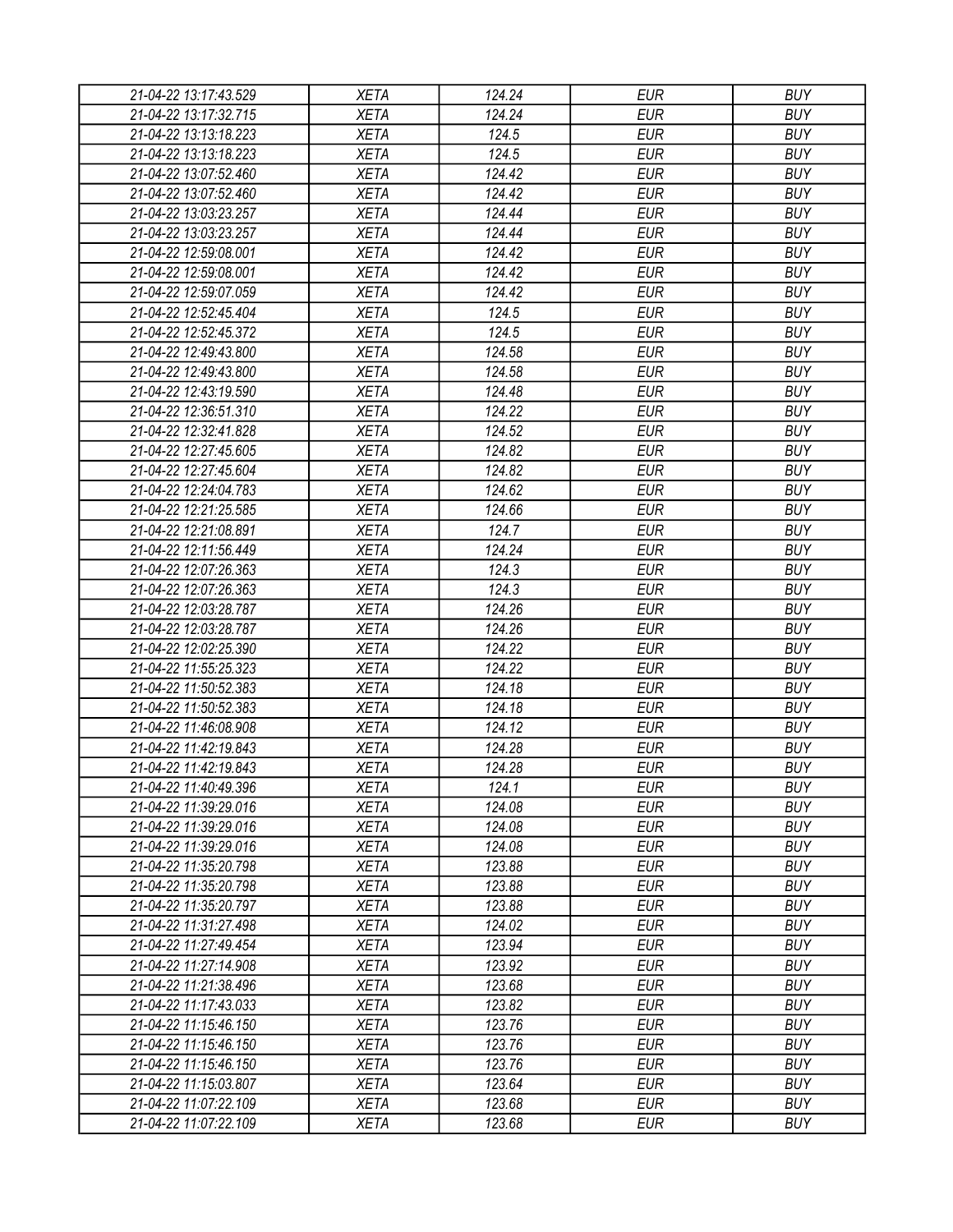| 21-04-22 13:17:43.529 | XETA | 124.24 | EUR | BUY |
|---|---|---|---|---|
| 21-04-22 13:17:32.715 | XETA | 124.24 | EUR | BUY |
| 21-04-22 13:13:18.223 | XETA | 124.5 | EUR | BUY |
| 21-04-22 13:13:18.223 | XETA | 124.5 | EUR | BUY |
| 21-04-22 13:07:52.460 | XETA | 124.42 | EUR | BUY |
| 21-04-22 13:07:52.460 | XETA | 124.42 | EUR | BUY |
| 21-04-22 13:03:23.257 | XETA | 124.44 | EUR | BUY |
| 21-04-22 13:03:23.257 | XETA | 124.44 | EUR | BUY |
| 21-04-22 12:59:08.001 | XETA | 124.42 | EUR | BUY |
| 21-04-22 12:59:08.001 | XETA | 124.42 | EUR | BUY |
| 21-04-22 12:59:07.059 | XETA | 124.42 | EUR | BUY |
| 21-04-22 12:52:45.404 | XETA | 124.5 | EUR | BUY |
| 21-04-22 12:52:45.372 | XETA | 124.5 | EUR | BUY |
| 21-04-22 12:49:43.800 | XETA | 124.58 | EUR | BUY |
| 21-04-22 12:49:43.800 | XETA | 124.58 | EUR | BUY |
| 21-04-22 12:43:19.590 | XETA | 124.48 | EUR | BUY |
| 21-04-22 12:36:51.310 | XETA | 124.22 | EUR | BUY |
| 21-04-22 12:32:41.828 | XETA | 124.52 | EUR | BUY |
| 21-04-22 12:27:45.605 | XETA | 124.82 | EUR | BUY |
| 21-04-22 12:27:45.604 | XETA | 124.82 | EUR | BUY |
| 21-04-22 12:24:04.783 | XETA | 124.62 | EUR | BUY |
| 21-04-22 12:21:25.585 | XETA | 124.66 | EUR | BUY |
| 21-04-22 12:21:08.891 | XETA | 124.7 | EUR | BUY |
| 21-04-22 12:11:56.449 | XETA | 124.24 | EUR | BUY |
| 21-04-22 12:07:26.363 | XETA | 124.3 | EUR | BUY |
| 21-04-22 12:07:26.363 | XETA | 124.3 | EUR | BUY |
| 21-04-22 12:03:28.787 | XETA | 124.26 | EUR | BUY |
| 21-04-22 12:03:28.787 | XETA | 124.26 | EUR | BUY |
| 21-04-22 12:02:25.390 | XETA | 124.22 | EUR | BUY |
| 21-04-22 11:55:25.323 | XETA | 124.22 | EUR | BUY |
| 21-04-22 11:50:52.383 | XETA | 124.18 | EUR | BUY |
| 21-04-22 11:50:52.383 | XETA | 124.18 | EUR | BUY |
| 21-04-22 11:46:08.908 | XETA | 124.12 | EUR | BUY |
| 21-04-22 11:42:19.843 | XETA | 124.28 | EUR | BUY |
| 21-04-22 11:42:19.843 | XETA | 124.28 | EUR | BUY |
| 21-04-22 11:40:49.396 | XETA | 124.1 | EUR | BUY |
| 21-04-22 11:39:29.016 | XETA | 124.08 | EUR | BUY |
| 21-04-22 11:39:29.016 | XETA | 124.08 | EUR | BUY |
| 21-04-22 11:39:29.016 | XETA | 124.08 | EUR | BUY |
| 21-04-22 11:35:20.798 | XETA | 123.88 | EUR | BUY |
| 21-04-22 11:35:20.798 | XETA | 123.88 | EUR | BUY |
| 21-04-22 11:35:20.797 | XETA | 123.88 | EUR | BUY |
| 21-04-22 11:31:27.498 | XETA | 124.02 | EUR | BUY |
| 21-04-22 11:27:49.454 | XETA | 123.94 | EUR | BUY |
| 21-04-22 11:27:14.908 | XETA | 123.92 | EUR | BUY |
| 21-04-22 11:21:38.496 | XETA | 123.68 | EUR | BUY |
| 21-04-22 11:17:43.033 | XETA | 123.82 | EUR | BUY |
| 21-04-22 11:15:46.150 | XETA | 123.76 | EUR | BUY |
| 21-04-22 11:15:46.150 | XETA | 123.76 | EUR | BUY |
| 21-04-22 11:15:46.150 | XETA | 123.76 | EUR | BUY |
| 21-04-22 11:15:03.807 | XETA | 123.64 | EUR | BUY |
| 21-04-22 11:07:22.109 | XETA | 123.68 | EUR | BUY |
| 21-04-22 11:07:22.109 | XETA | 123.68 | EUR | BUY |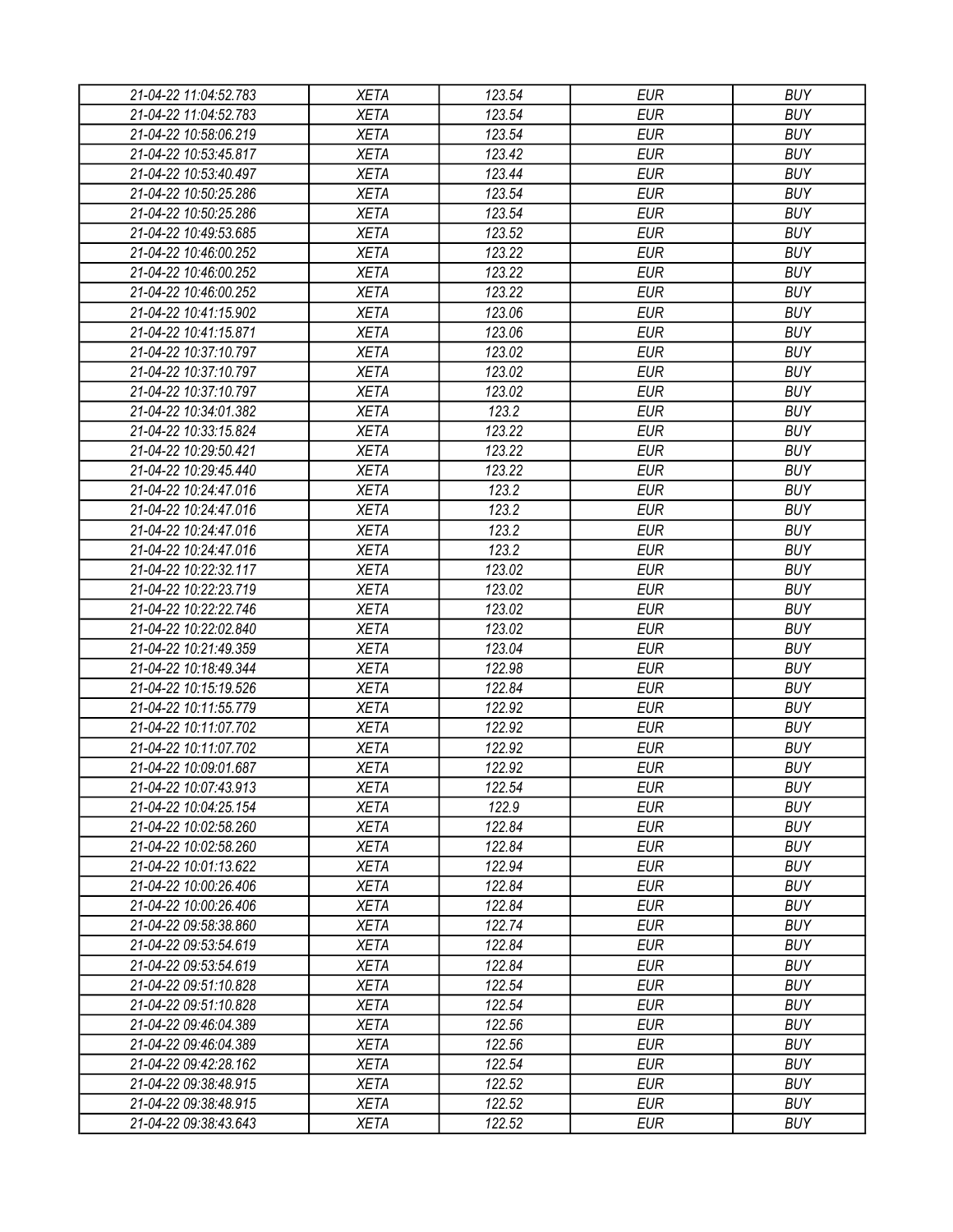| 21-04-22 11:04:52.783 | XETA | 123.54 | EUR | BUY |
|---|---|---|---|---|
| 21-04-22 11:04:52.783 | XETA | 123.54 | EUR | BUY |
| 21-04-22 10:58:06.219 | XETA | 123.54 | EUR | BUY |
| 21-04-22 10:53:45.817 | XETA | 123.42 | EUR | BUY |
| 21-04-22 10:53:40.497 | XETA | 123.44 | EUR | BUY |
| 21-04-22 10:50:25.286 | XETA | 123.54 | EUR | BUY |
| 21-04-22 10:50:25.286 | XETA | 123.54 | EUR | BUY |
| 21-04-22 10:49:53.685 | XETA | 123.52 | EUR | BUY |
| 21-04-22 10:46:00.252 | XETA | 123.22 | EUR | BUY |
| 21-04-22 10:46:00.252 | XETA | 123.22 | EUR | BUY |
| 21-04-22 10:46:00.252 | XETA | 123.22 | EUR | BUY |
| 21-04-22 10:41:15.902 | XETA | 123.06 | EUR | BUY |
| 21-04-22 10:41:15.871 | XETA | 123.06 | EUR | BUY |
| 21-04-22 10:37:10.797 | XETA | 123.02 | EUR | BUY |
| 21-04-22 10:37:10.797 | XETA | 123.02 | EUR | BUY |
| 21-04-22 10:37:10.797 | XETA | 123.02 | EUR | BUY |
| 21-04-22 10:34:01.382 | XETA | 123.2 | EUR | BUY |
| 21-04-22 10:33:15.824 | XETA | 123.22 | EUR | BUY |
| 21-04-22 10:29:50.421 | XETA | 123.22 | EUR | BUY |
| 21-04-22 10:29:45.440 | XETA | 123.22 | EUR | BUY |
| 21-04-22 10:24:47.016 | XETA | 123.2 | EUR | BUY |
| 21-04-22 10:24:47.016 | XETA | 123.2 | EUR | BUY |
| 21-04-22 10:24:47.016 | XETA | 123.2 | EUR | BUY |
| 21-04-22 10:24:47.016 | XETA | 123.2 | EUR | BUY |
| 21-04-22 10:22:32.117 | XETA | 123.02 | EUR | BUY |
| 21-04-22 10:22:23.719 | XETA | 123.02 | EUR | BUY |
| 21-04-22 10:22:22.746 | XETA | 123.02 | EUR | BUY |
| 21-04-22 10:22:02.840 | XETA | 123.02 | EUR | BUY |
| 21-04-22 10:21:49.359 | XETA | 123.04 | EUR | BUY |
| 21-04-22 10:18:49.344 | XETA | 122.98 | EUR | BUY |
| 21-04-22 10:15:19.526 | XETA | 122.84 | EUR | BUY |
| 21-04-22 10:11:55.779 | XETA | 122.92 | EUR | BUY |
| 21-04-22 10:11:07.702 | XETA | 122.92 | EUR | BUY |
| 21-04-22 10:11:07.702 | XETA | 122.92 | EUR | BUY |
| 21-04-22 10:09:01.687 | XETA | 122.92 | EUR | BUY |
| 21-04-22 10:07:43.913 | XETA | 122.54 | EUR | BUY |
| 21-04-22 10:04:25.154 | XETA | 122.9 | EUR | BUY |
| 21-04-22 10:02:58.260 | XETA | 122.84 | EUR | BUY |
| 21-04-22 10:02:58.260 | XETA | 122.84 | EUR | BUY |
| 21-04-22 10:01:13.622 | XETA | 122.94 | EUR | BUY |
| 21-04-22 10:00:26.406 | XETA | 122.84 | EUR | BUY |
| 21-04-22 10:00:26.406 | XETA | 122.84 | EUR | BUY |
| 21-04-22 09:58:38.860 | XETA | 122.74 | EUR | BUY |
| 21-04-22 09:53:54.619 | XETA | 122.84 | EUR | BUY |
| 21-04-22 09:53:54.619 | XETA | 122.84 | EUR | BUY |
| 21-04-22 09:51:10.828 | XETA | 122.54 | EUR | BUY |
| 21-04-22 09:51:10.828 | XETA | 122.54 | EUR | BUY |
| 21-04-22 09:46:04.389 | XETA | 122.56 | EUR | BUY |
| 21-04-22 09:46:04.389 | XETA | 122.56 | EUR | BUY |
| 21-04-22 09:42:28.162 | XETA | 122.54 | EUR | BUY |
| 21-04-22 09:38:48.915 | XETA | 122.52 | EUR | BUY |
| 21-04-22 09:38:48.915 | XETA | 122.52 | EUR | BUY |
| 21-04-22 09:38:43.643 | XETA | 122.52 | EUR | BUY |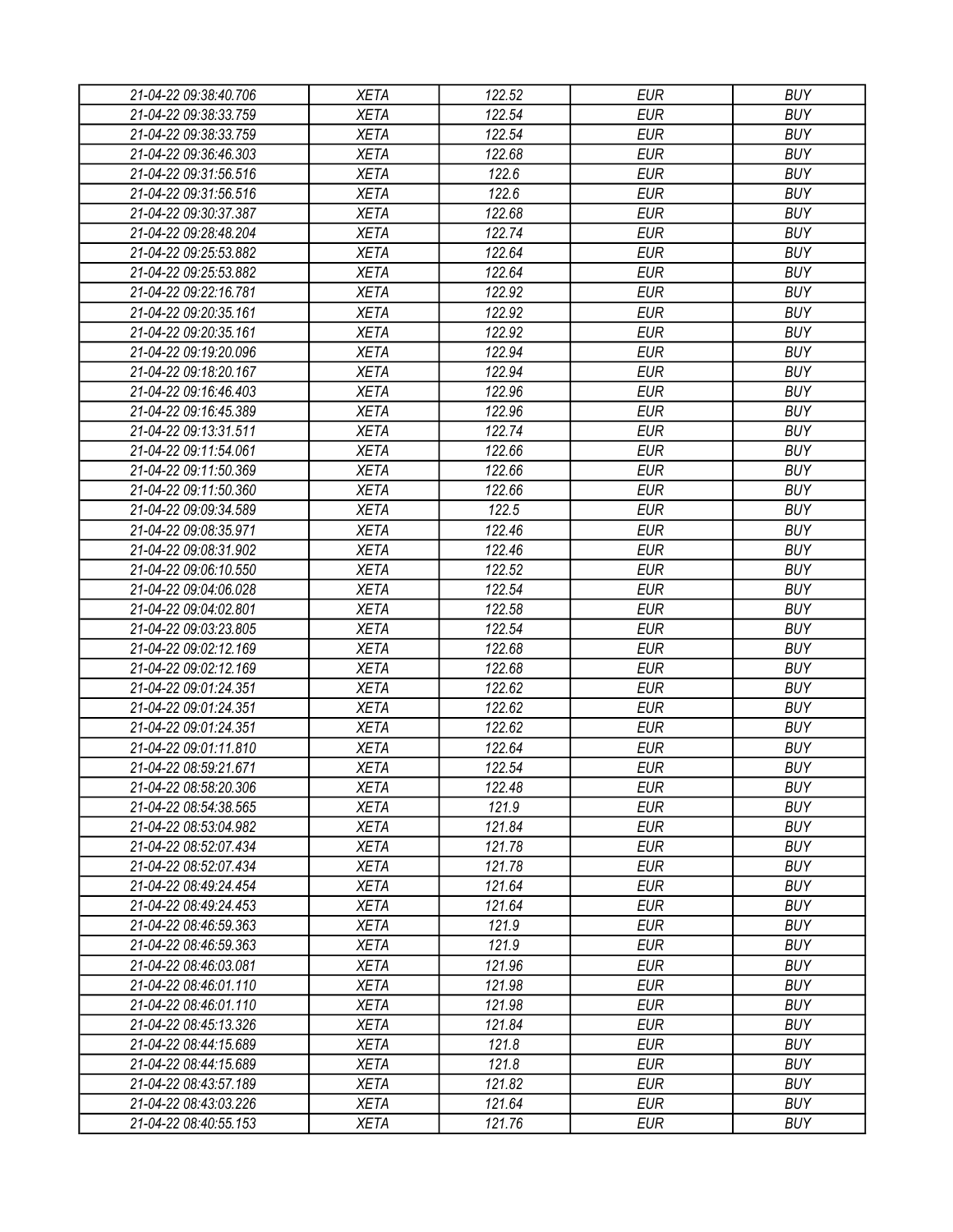| 21-04-22 09:38:40.706 | XETA | 122.52 | EUR | BUY |
|---|---|---|---|---|
| 21-04-22 09:38:33.759 | XETA | 122.54 | EUR | BUY |
| 21-04-22 09:38:33.759 | XETA | 122.54 | EUR | BUY |
| 21-04-22 09:36:46.303 | XETA | 122.68 | EUR | BUY |
| 21-04-22 09:31:56.516 | XETA | 122.6 | EUR | BUY |
| 21-04-22 09:31:56.516 | XETA | 122.6 | EUR | BUY |
| 21-04-22 09:30:37.387 | XETA | 122.68 | EUR | BUY |
| 21-04-22 09:28:48.204 | XETA | 122.74 | EUR | BUY |
| 21-04-22 09:25:53.882 | XETA | 122.64 | EUR | BUY |
| 21-04-22 09:25:53.882 | XETA | 122.64 | EUR | BUY |
| 21-04-22 09:22:16.781 | XETA | 122.92 | EUR | BUY |
| 21-04-22 09:20:35.161 | XETA | 122.92 | EUR | BUY |
| 21-04-22 09:20:35.161 | XETA | 122.92 | EUR | BUY |
| 21-04-22 09:19:20.096 | XETA | 122.94 | EUR | BUY |
| 21-04-22 09:18:20.167 | XETA | 122.94 | EUR | BUY |
| 21-04-22 09:16:46.403 | XETA | 122.96 | EUR | BUY |
| 21-04-22 09:16:45.389 | XETA | 122.96 | EUR | BUY |
| 21-04-22 09:13:31.511 | XETA | 122.74 | EUR | BUY |
| 21-04-22 09:11:54.061 | XETA | 122.66 | EUR | BUY |
| 21-04-22 09:11:50.369 | XETA | 122.66 | EUR | BUY |
| 21-04-22 09:11:50.360 | XETA | 122.66 | EUR | BUY |
| 21-04-22 09:09:34.589 | XETA | 122.5 | EUR | BUY |
| 21-04-22 09:08:35.971 | XETA | 122.46 | EUR | BUY |
| 21-04-22 09:08:31.902 | XETA | 122.46 | EUR | BUY |
| 21-04-22 09:06:10.550 | XETA | 122.52 | EUR | BUY |
| 21-04-22 09:04:06.028 | XETA | 122.54 | EUR | BUY |
| 21-04-22 09:04:02.801 | XETA | 122.58 | EUR | BUY |
| 21-04-22 09:03:23.805 | XETA | 122.54 | EUR | BUY |
| 21-04-22 09:02:12.169 | XETA | 122.68 | EUR | BUY |
| 21-04-22 09:02:12.169 | XETA | 122.68 | EUR | BUY |
| 21-04-22 09:01:24.351 | XETA | 122.62 | EUR | BUY |
| 21-04-22 09:01:24.351 | XETA | 122.62 | EUR | BUY |
| 21-04-22 09:01:24.351 | XETA | 122.62 | EUR | BUY |
| 21-04-22 09:01:11.810 | XETA | 122.64 | EUR | BUY |
| 21-04-22 08:59:21.671 | XETA | 122.54 | EUR | BUY |
| 21-04-22 08:58:20.306 | XETA | 122.48 | EUR | BUY |
| 21-04-22 08:54:38.565 | XETA | 121.9 | EUR | BUY |
| 21-04-22 08:53:04.982 | XETA | 121.84 | EUR | BUY |
| 21-04-22 08:52:07.434 | XETA | 121.78 | EUR | BUY |
| 21-04-22 08:52:07.434 | XETA | 121.78 | EUR | BUY |
| 21-04-22 08:49:24.454 | XETA | 121.64 | EUR | BUY |
| 21-04-22 08:49:24.453 | XETA | 121.64 | EUR | BUY |
| 21-04-22 08:46:59.363 | XETA | 121.9 | EUR | BUY |
| 21-04-22 08:46:59.363 | XETA | 121.9 | EUR | BUY |
| 21-04-22 08:46:03.081 | XETA | 121.96 | EUR | BUY |
| 21-04-22 08:46:01.110 | XETA | 121.98 | EUR | BUY |
| 21-04-22 08:46:01.110 | XETA | 121.98 | EUR | BUY |
| 21-04-22 08:45:13.326 | XETA | 121.84 | EUR | BUY |
| 21-04-22 08:44:15.689 | XETA | 121.8 | EUR | BUY |
| 21-04-22 08:44:15.689 | XETA | 121.8 | EUR | BUY |
| 21-04-22 08:43:57.189 | XETA | 121.82 | EUR | BUY |
| 21-04-22 08:43:03.226 | XETA | 121.64 | EUR | BUY |
| 21-04-22 08:40:55.153 | XETA | 121.76 | EUR | BUY |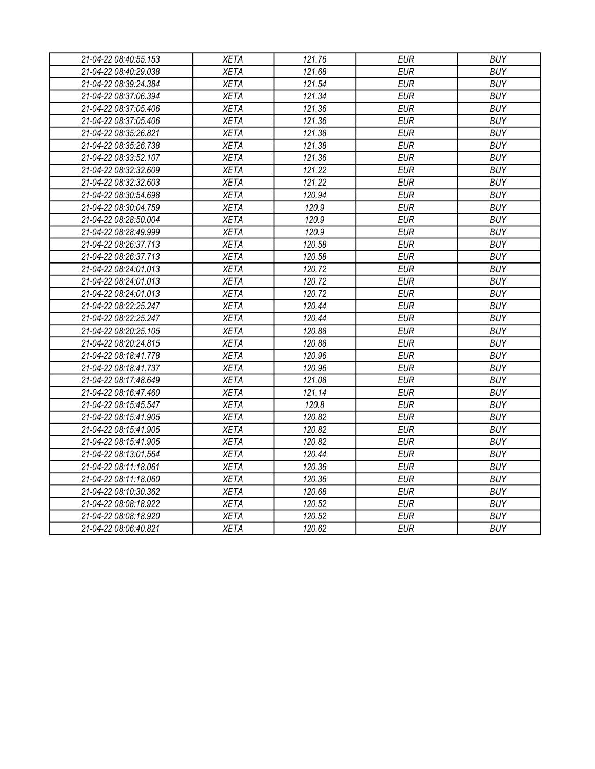| | | | | |
|---|---|---|---|---|
| *21-04-22 08:40:55.153* | *XETA* | *121.76* | *EUR* | *BUY* |
| *21-04-22 08:40:29.038* | *XETA* | *121.68* | *EUR* | *BUY* |
| *21-04-22 08:39:24.384* | *XETA* | *121.54* | *EUR* | *BUY* |
| *21-04-22 08:37:06.394* | *XETA* | *121.34* | *EUR* | *BUY* |
| *21-04-22 08:37:05.406* | *XETA* | *121.36* | *EUR* | *BUY* |
| *21-04-22 08:37:05.406* | *XETA* | *121.36* | *EUR* | *BUY* |
| *21-04-22 08:35:26.821* | *XETA* | *121.38* | *EUR* | *BUY* |
| *21-04-22 08:35:26.738* | *XETA* | *121.38* | *EUR* | *BUY* |
| *21-04-22 08:33:52.107* | *XETA* | *121.36* | *EUR* | *BUY* |
| *21-04-22 08:32:32.609* | *XETA* | *121.22* | *EUR* | *BUY* |
| *21-04-22 08:32:32.603* | *XETA* | *121.22* | *EUR* | *BUY* |
| *21-04-22 08:30:54.698* | *XETA* | *120.94* | *EUR* | *BUY* |
| *21-04-22 08:30:04.759* | *XETA* | *120.9* | *EUR* | *BUY* |
| *21-04-22 08:28:50.004* | *XETA* | *120.9* | *EUR* | *BUY* |
| *21-04-22 08:28:49.999* | *XETA* | *120.9* | *EUR* | *BUY* |
| *21-04-22 08:26:37.713* | *XETA* | *120.58* | *EUR* | *BUY* |
| *21-04-22 08:26:37.713* | *XETA* | *120.58* | *EUR* | *BUY* |
| *21-04-22 08:24:01.013* | *XETA* | *120.72* | *EUR* | *BUY* |
| *21-04-22 08:24:01.013* | *XETA* | *120.72* | *EUR* | *BUY* |
| *21-04-22 08:24:01.013* | *XETA* | *120.72* | *EUR* | *BUY* |
| *21-04-22 08:22:25.247* | *XETA* | *120.44* | *EUR* | *BUY* |
| *21-04-22 08:22:25.247* | *XETA* | *120.44* | *EUR* | *BUY* |
| *21-04-22 08:20:25.105* | *XETA* | *120.88* | *EUR* | *BUY* |
| *21-04-22 08:20:24.815* | *XETA* | *120.88* | *EUR* | *BUY* |
| *21-04-22 08:18:41.778* | *XETA* | *120.96* | *EUR* | *BUY* |
| *21-04-22 08:18:41.737* | *XETA* | *120.96* | *EUR* | *BUY* |
| *21-04-22 08:17:48.649* | *XETA* | *121.08* | *EUR* | *BUY* |
| *21-04-22 08:16:47.460* | *XETA* | *121.14* | *EUR* | *BUY* |
| *21-04-22 08:15:45.547* | *XETA* | *120.8* | *EUR* | *BUY* |
| *21-04-22 08:15:41.905* | *XETA* | *120.82* | *EUR* | *BUY* |
| *21-04-22 08:15:41.905* | *XETA* | *120.82* | *EUR* | *BUY* |
| *21-04-22 08:15:41.905* | *XETA* | *120.82* | *EUR* | *BUY* |
| *21-04-22 08:13:01.564* | *XETA* | *120.44* | *EUR* | *BUY* |
| *21-04-22 08:11:18.061* | *XETA* | *120.36* | *EUR* | *BUY* |
| *21-04-22 08:11:18.060* | *XETA* | *120.36* | *EUR* | *BUY* |
| *21-04-22 08:10:30.362* | *XETA* | *120.68* | *EUR* | *BUY* |
| *21-04-22 08:08:18.922* | *XETA* | *120.52* | *EUR* | *BUY* |
| *21-04-22 08:08:18.920* | *XETA* | *120.52* | *EUR* | *BUY* |
| *21-04-22 08:06:40.821* | *XETA* | *120.62* | *EUR* | *BUY* |